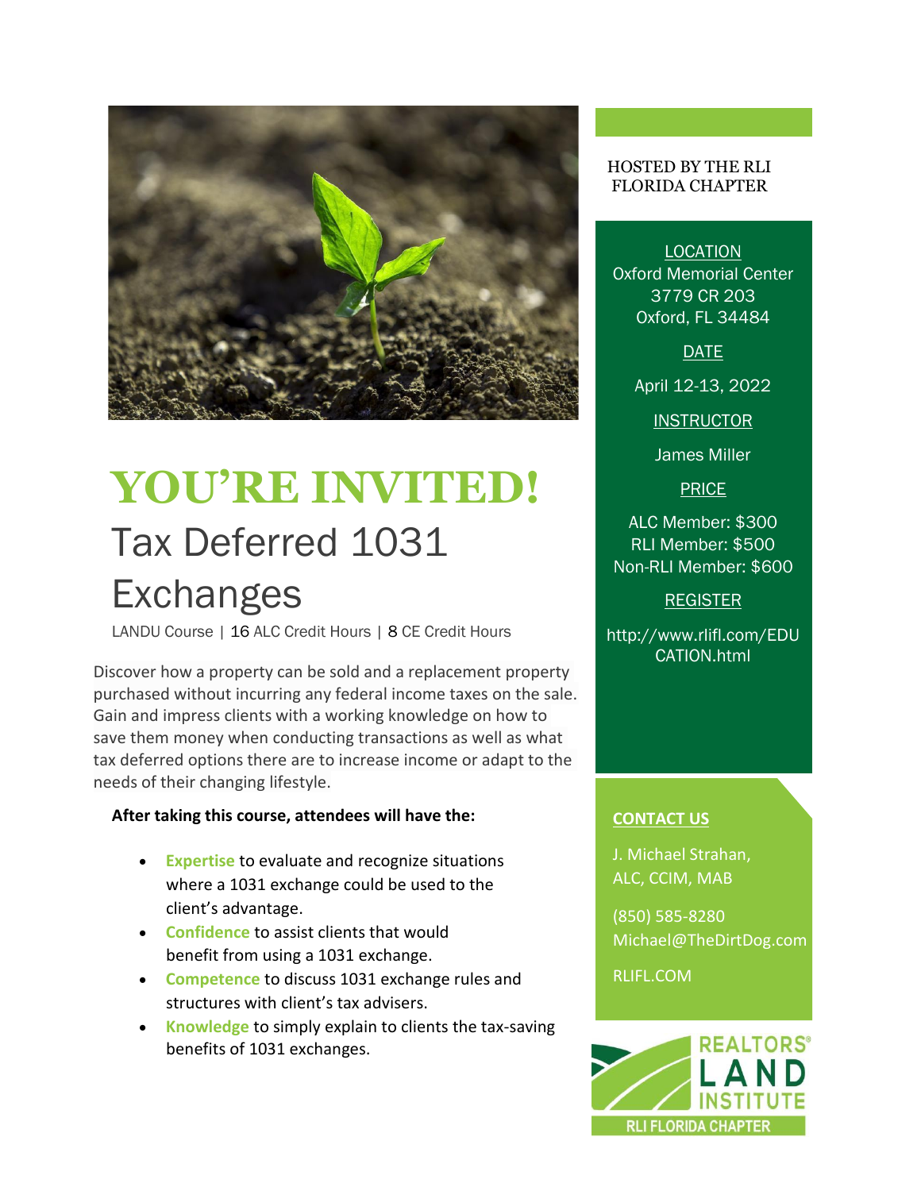# YOU'RE INVITED!

## Tax Deferred 1031 Exchanges

LANDU Course | 16 ALC Credit Hours | 8 CE Credit Hours

Discover how a property can be sold and a replacement property purchased without incurring any federal income taxes on the sale. Gain and impress clients with a working knowledge on how to save them money when conducting transactions as well as what tax deferred options there are to increase income or adapt to the needs of their changing lifestyle.

**After taking this course, attendees will have the:**

- **Expertise** to evaluate and recognize situations where a 1031 exchange could be used to the client's advantage.
- **Confidence** to assist clients that would benefit from using a 1031 exchange.
- **Competence** to discuss 1031 exchange rules and structures with client's tax advisers.
- **Knowledge** to simply explain to clients the tax-saving benefits of 1031 exchanges.

HOSTED BY THE RLI FLORIDA CHAPTER

**LOCATION**
Oxford Memorial Center
3779 CR 203
Oxford, FL 34484

**DATE**

April 12-13, 2022

**INSTRUCTOR**

James Miller

**PRICE**

ALC Member: $300
RLI Member: $500
Non-RLI Member: $600

**REGISTER**

http://www.rlifl.com/EDUCATION.html

**CONTACT US**

J. Michael Strahan, ALC, CCIM, MAB

(850) 585-8280
Michael@TheDirtDog.com

RLIFL.COM

REALTORS® LAND INSTITUTE
RLI FLORIDA CHAPTER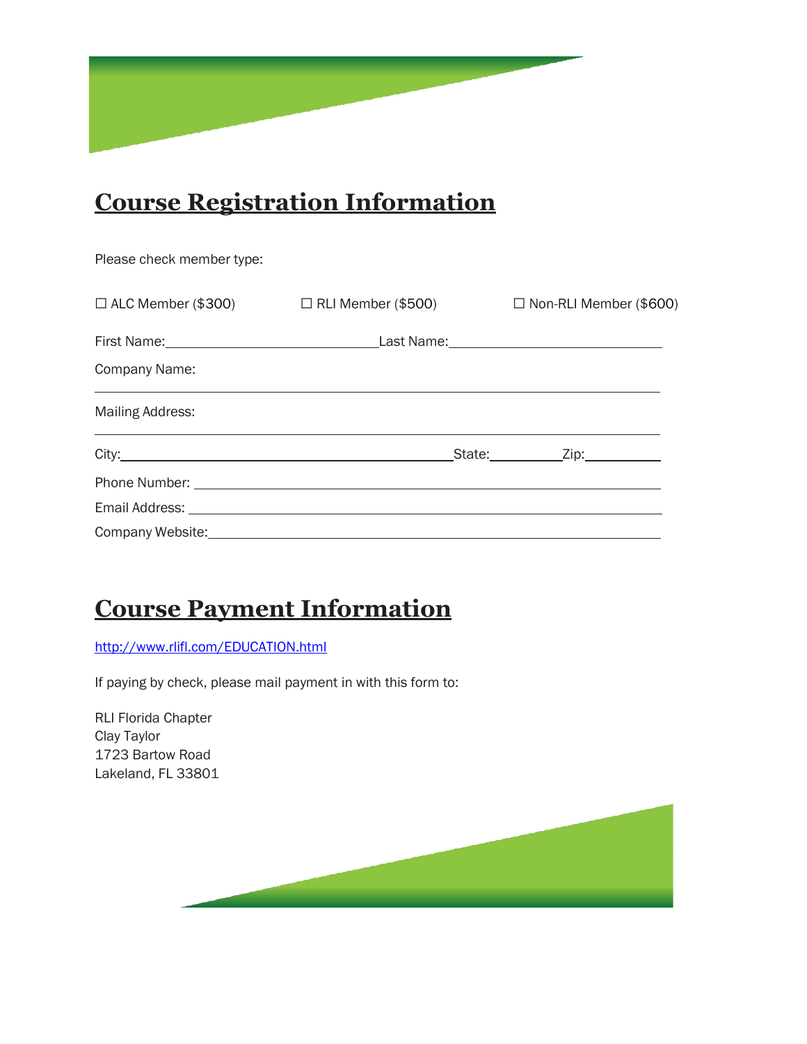## Course Registration Information

Please check member type:

☐ ALC Member ($300) ☐ RLI Member ($500) ☐ Non-RLI Member ($600)

First Name:____________________Last Name:____________________

Company Name:

____________________________________________

Mailing Address:

____________________________________________

City:______________________________State:________Zip:________

Phone Number: ____________________________________________

Email Address: ____________________________________________

Company Website:____________________________________________

## Course Payment Information

http://www.rlifl.com/EDUCATION.html

If paying by check, please mail payment in with this form to:

RLI Florida Chapter
Clay Taylor
1723 Bartow Road
Lakeland, FL 33801